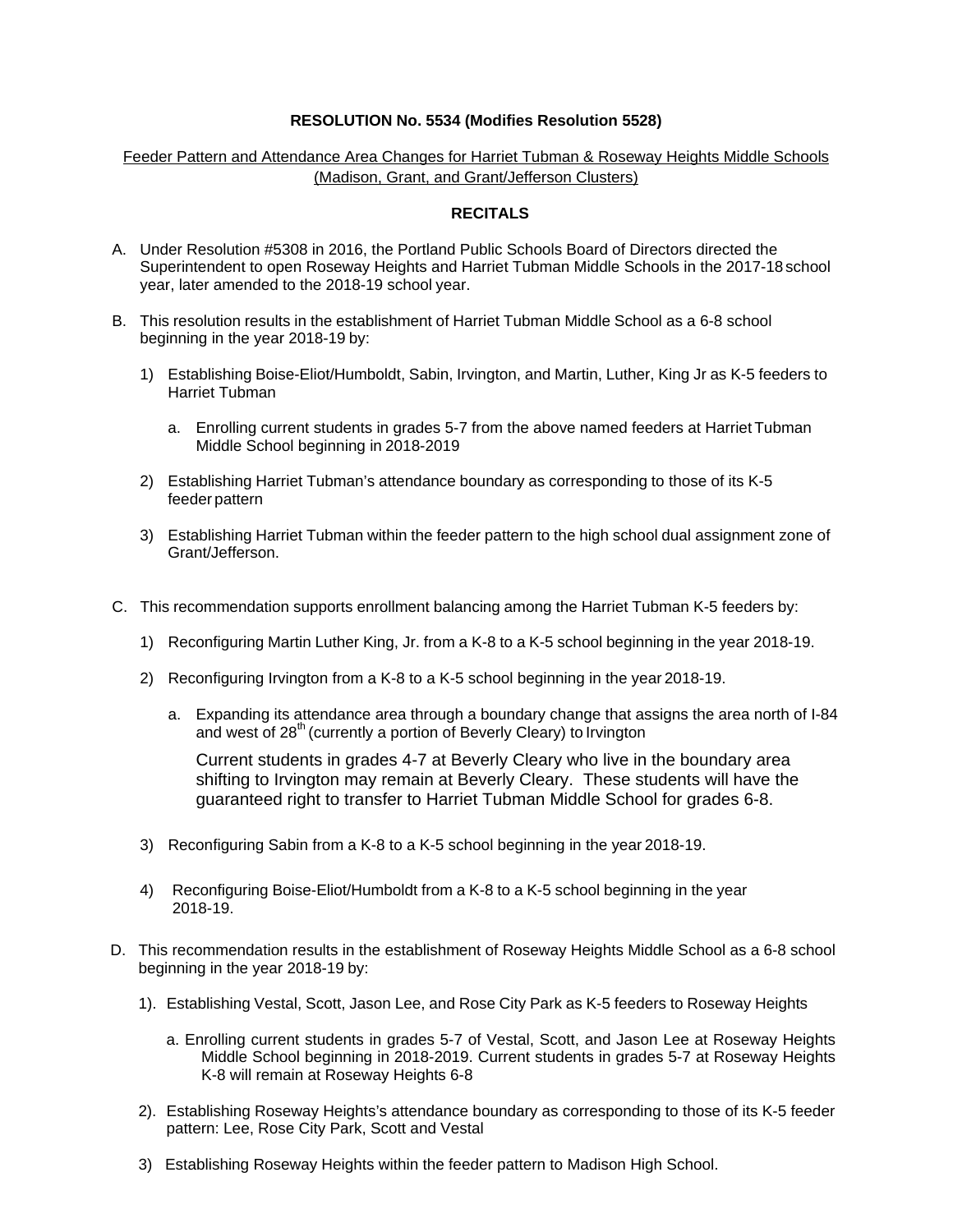**RESOLUTION No. 5534 (Modifies Resolution 5528)**

Feeder Pattern and Attendance Area Changes for Harriet Tubman & Roseway Heights Middle Schools (Madison, Grant, and Grant/Jefferson Clusters)

**RECITALS**

A. Under Resolution #5308 in 2016, the Portland Public Schools Board of Directors directed the Superintendent to open Roseway Heights and Harriet Tubman Middle Schools in the 2017-18 school year, later amended to the 2018-19 school year.

B. This resolution results in the establishment of Harriet Tubman Middle School as a 6-8 school beginning in the year 2018-19 by:

   1) Establishing Boise-Eliot/Humboldt, Sabin, Irvington, and Martin, Luther, King Jr as K-5 feeders to Harriet Tubman

      a. Enrolling current students in grades 5-7 from the above named feeders at Harriet Tubman Middle School beginning in 2018-2019

   2) Establishing Harriet Tubman's attendance boundary as corresponding to those of its K-5 feeder pattern

   3) Establishing Harriet Tubman within the feeder pattern to the high school dual assignment zone of Grant/Jefferson.

C. This recommendation supports enrollment balancing among the Harriet Tubman K-5 feeders by:

   1) Reconfiguring Martin Luther King, Jr. from a K-8 to a K-5 school beginning in the year 2018-19.

   2) Reconfiguring Irvington from a K-8 to a K-5 school beginning in the year 2018-19.

      a. Expanding its attendance area through a boundary change that assigns the area north of I-84 and west of 28th (currently a portion of Beverly Cleary) to Irvington

         Current students in grades 4-7 at Beverly Cleary who live in the boundary area shifting to Irvington may remain at Beverly Cleary. These students will have the guaranteed right to transfer to Harriet Tubman Middle School for grades 6-8.

   3) Reconfiguring Sabin from a K-8 to a K-5 school beginning in the year 2018-19.

   4) Reconfiguring Boise-Eliot/Humboldt from a K-8 to a K-5 school beginning in the year 2018-19.

D. This recommendation results in the establishment of Roseway Heights Middle School as a 6-8 school beginning in the year 2018-19 by:

   1). Establishing Vestal, Scott, Jason Lee, and Rose City Park as K-5 feeders to Roseway Heights

      a. Enrolling current students in grades 5-7 of Vestal, Scott, and Jason Lee at Roseway Heights Middle School beginning in 2018-2019. Current students in grades 5-7 at Roseway Heights K-8 will remain at Roseway Heights 6-8

   2). Establishing Roseway Heights's attendance boundary as corresponding to those of its K-5 feeder pattern: Lee, Rose City Park, Scott and Vestal

   3) Establishing Roseway Heights within the feeder pattern to Madison High School.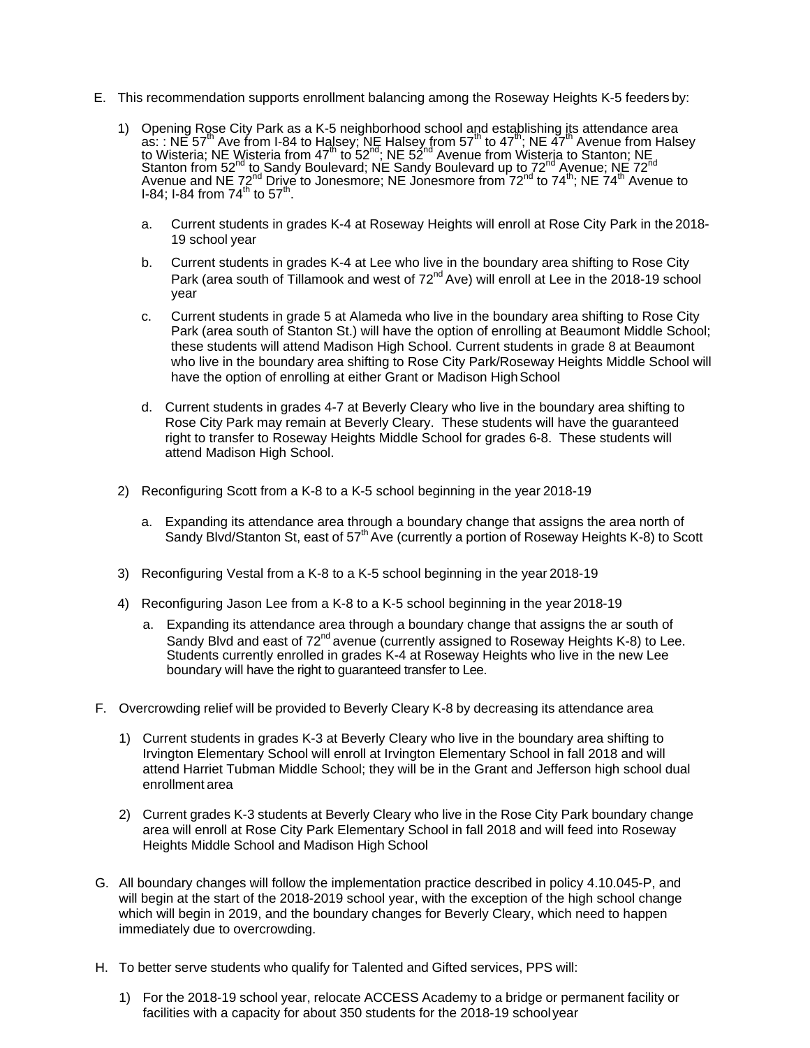E. This recommendation supports enrollment balancing among the Roseway Heights K-5 feeders by:

   1) Opening Rose City Park as a K-5 neighborhood school and establishing its attendance area as: : NE 57th Ave from I-84 to Halsey; NE Halsey from 57th to 47th; NE 47th Avenue from Halsey to Wisteria; NE Wisteria from 47th to 52nd; NE 52nd Avenue from Wisteria to Stanton; NE Stanton from 52nd to Sandy Boulevard; NE Sandy Boulevard up to 72nd Avenue; NE 72nd Avenue and NE 72nd Drive to Jonesmore; NE Jonesmore from 72nd to 74th; NE 74th Avenue to I-84; I-84 from 74th to 57th.

      a. Current students in grades K-4 at Roseway Heights will enroll at Rose City Park in the 2018-19 school year

      b. Current students in grades K-4 at Lee who live in the boundary area shifting to Rose City Park (area south of Tillamook and west of 72nd Ave) will enroll at Lee in the 2018-19 school year

      c. Current students in grade 5 at Alameda who live in the boundary area shifting to Rose City Park (area south of Stanton St.) will have the option of enrolling at Beaumont Middle School; these students will attend Madison High School. Current students in grade 8 at Beaumont who live in the boundary area shifting to Rose City Park/Roseway Heights Middle School will have the option of enrolling at either Grant or Madison High School

      d. Current students in grades 4-7 at Beverly Cleary who live in the boundary area shifting to Rose City Park may remain at Beverly Cleary. These students will have the guaranteed right to transfer to Roseway Heights Middle School for grades 6-8. These students will attend Madison High School.

   2) Reconfiguring Scott from a K-8 to a K-5 school beginning in the year 2018-19

      a. Expanding its attendance area through a boundary change that assigns the area north of Sandy Blvd/Stanton St, east of 57th Ave (currently a portion of Roseway Heights K-8) to Scott

   3) Reconfiguring Vestal from a K-8 to a K-5 school beginning in the year 2018-19

   4) Reconfiguring Jason Lee from a K-8 to a K-5 school beginning in the year 2018-19

      a. Expanding its attendance area through a boundary change that assigns the ar south of Sandy Blvd and east of 72nd avenue (currently assigned to Roseway Heights K-8) to Lee. Students currently enrolled in grades K-4 at Roseway Heights who live in the new Lee boundary will have the right to guaranteed transfer to Lee.

F. Overcrowding relief will be provided to Beverly Cleary K-8 by decreasing its attendance area

   1) Current students in grades K-3 at Beverly Cleary who live in the boundary area shifting to Irvington Elementary School will enroll at Irvington Elementary School in fall 2018 and will attend Harriet Tubman Middle School; they will be in the Grant and Jefferson high school dual enrollment area

   2) Current grades K-3 students at Beverly Cleary who live in the Rose City Park boundary change area will enroll at Rose City Park Elementary School in fall 2018 and will feed into Roseway Heights Middle School and Madison High School

G. All boundary changes will follow the implementation practice described in policy 4.10.045-P, and will begin at the start of the 2018-2019 school year, with the exception of the high school change which will begin in 2019, and the boundary changes for Beverly Cleary, which need to happen immediately due to overcrowding.

H. To better serve students who qualify for Talented and Gifted services, PPS will:

   1) For the 2018-19 school year, relocate ACCESS Academy to a bridge or permanent facility or facilities with a capacity for about 350 students for the 2018-19 school year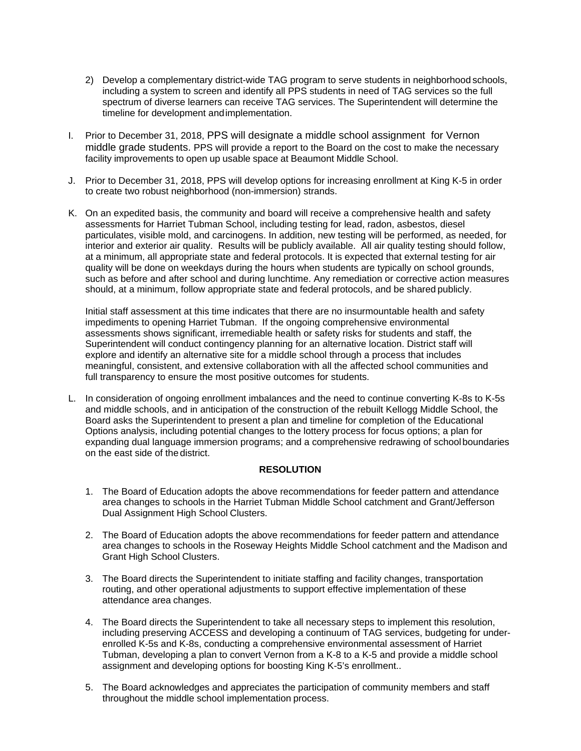2) Develop a complementary district-wide TAG program to serve students in neighborhood schools, including a system to screen and identify all PPS students in need of TAG services so the full spectrum of diverse learners can receive TAG services. The Superintendent will determine the timeline for development and implementation.

I. Prior to December 31, 2018, PPS will designate a middle school assignment for Vernon middle grade students. PPS will provide a report to the Board on the cost to make the necessary facility improvements to open up usable space at Beaumont Middle School.

J. Prior to December 31, 2018, PPS will develop options for increasing enrollment at King K-5 in order to create two robust neighborhood (non-immersion) strands.

K. On an expedited basis, the community and board will receive a comprehensive health and safety assessments for Harriet Tubman School, including testing for lead, radon, asbestos, diesel particulates, visible mold, and carcinogens. In addition, new testing will be performed, as needed, for interior and exterior air quality. Results will be publicly available. All air quality testing should follow, at a minimum, all appropriate state and federal protocols. It is expected that external testing for air quality will be done on weekdays during the hours when students are typically on school grounds, such as before and after school and during lunchtime. Any remediation or corrective action measures should, at a minimum, follow appropriate state and federal protocols, and be shared publicly.

   Initial staff assessment at this time indicates that there are no insurmountable health and safety impediments to opening Harriet Tubman. If the ongoing comprehensive environmental assessments shows significant, irremediable health or safety risks for students and staff, the Superintendent will conduct contingency planning for an alternative location. District staff will explore and identify an alternative site for a middle school through a process that includes meaningful, consistent, and extensive collaboration with all the affected school communities and full transparency to ensure the most positive outcomes for students.

L. In consideration of ongoing enrollment imbalances and the need to continue converting K-8s to K-5s and middle schools, and in anticipation of the construction of the rebuilt Kellogg Middle School, the Board asks the Superintendent to present a plan and timeline for completion of the Educational Options analysis, including potential changes to the lottery process for focus options; a plan for expanding dual language immersion programs; and a comprehensive redrawing of school boundaries on the east side of the district.

**RESOLUTION**

1. The Board of Education adopts the above recommendations for feeder pattern and attendance area changes to schools in the Harriet Tubman Middle School catchment and Grant/Jefferson Dual Assignment High School Clusters.

2. The Board of Education adopts the above recommendations for feeder pattern and attendance area changes to schools in the Roseway Heights Middle School catchment and the Madison and Grant High School Clusters.

3. The Board directs the Superintendent to initiate staffing and facility changes, transportation routing, and other operational adjustments to support effective implementation of these attendance area changes.

4. The Board directs the Superintendent to take all necessary steps to implement this resolution, including preserving ACCESS and developing a continuum of TAG services, budgeting for under-enrolled K-5s and K-8s, conducting a comprehensive environmental assessment of Harriet Tubman, developing a plan to convert Vernon from a K-8 to a K-5 and provide a middle school assignment and developing options for boosting King K-5's enrollment..

5. The Board acknowledges and appreciates the participation of community members and staff throughout the middle school implementation process.